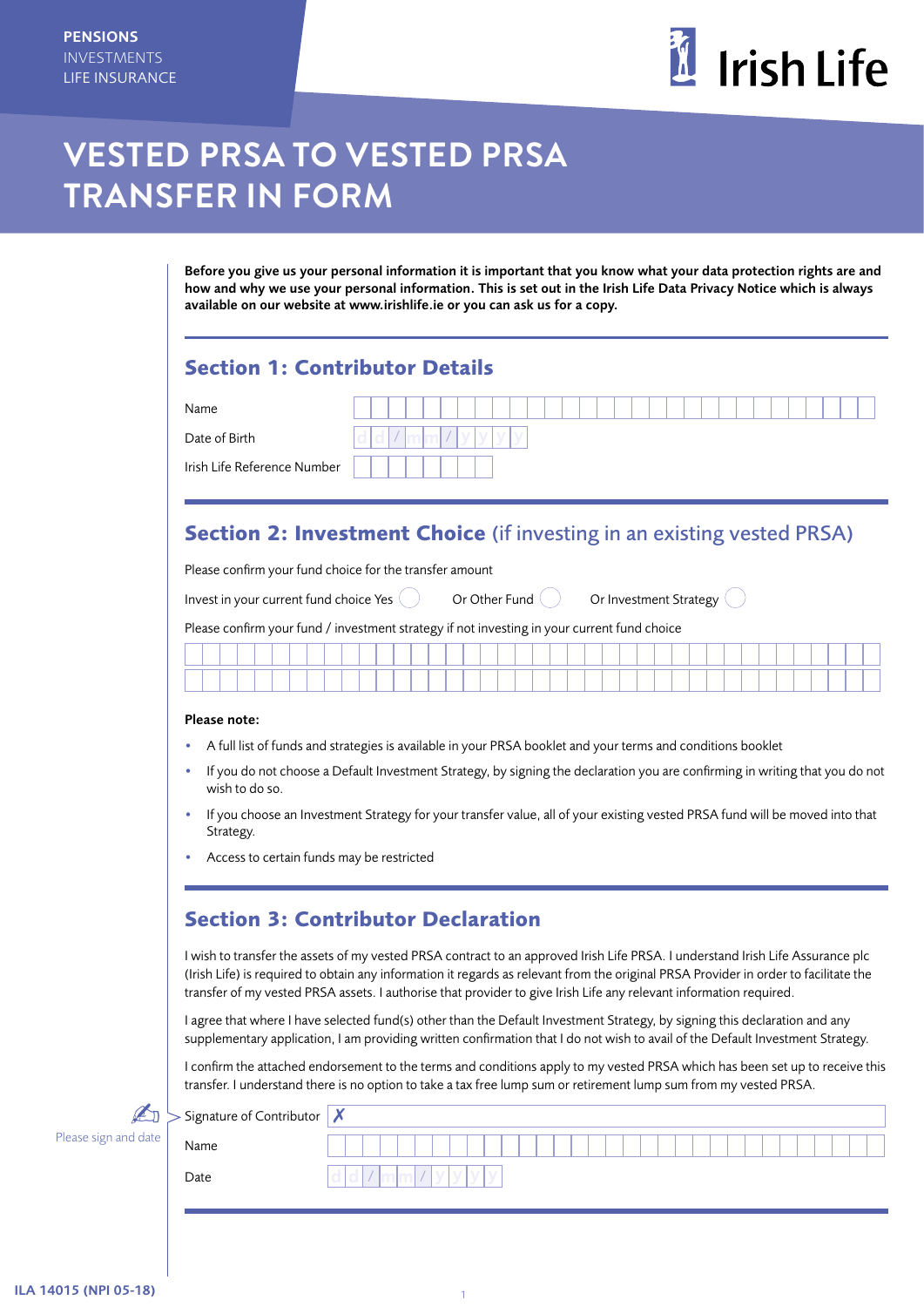PENSIONS
INVESTMENTS
LIFE INSURANCE

Irish Life

# VESTED PRSA TO VESTED PRSA TRANSFER IN FORM

**Before you give us your personal information it is important that you know what your data protection rights are and how and why we use your personal information. This is set out in the Irish Life Data Privacy Notice which is always available on our website at www.irishlife.ie or you can ask us for a copy.**

## Section 1: Contributor Details

Name

Date of Birth dd/mm/yyyy

Irish Life Reference Number

## Section 2: Investment Choice (if investing in an existing vested PRSA)

Please confirm your fund choice for the transfer amount

Invest in your current fund choice Yes ◯ Or Other Fund ◯ Or Investment Strategy ◯

Please confirm your fund / investment strategy if not investing in your current fund choice

**Please note:**

- A full list of funds and strategies is available in your PRSA booklet and your terms and conditions booklet
- If you do not choose a Default Investment Strategy, by signing the declaration you are confirming in writing that you do not wish to do so.
- If you choose an Investment Strategy for your transfer value, all of your existing vested PRSA fund will be moved into that Strategy.
- Access to certain funds may be restricted

## Section 3: Contributor Declaration

I wish to transfer the assets of my vested PRSA contract to an approved Irish Life PRSA. I understand Irish Life Assurance plc (Irish Life) is required to obtain any information it regards as relevant from the original PRSA Provider in order to facilitate the transfer of my vested PRSA assets. I authorise that provider to give Irish Life any relevant information required.

I agree that where I have selected fund(s) other than the Default Investment Strategy, by signing this declaration and any supplementary application, I am providing written confirmation that I do not wish to avail of the Default Investment Strategy.

I confirm the attached endorsement to the terms and conditions apply to my vested PRSA which has been set up to receive this transfer. I understand there is no option to take a tax free lump sum or retirement lump sum from my vested PRSA.

Please sign and date

Signature of Contributor ✗

Name

Date dd/mm/yyyy

ILA 14015 (NPI 05-18)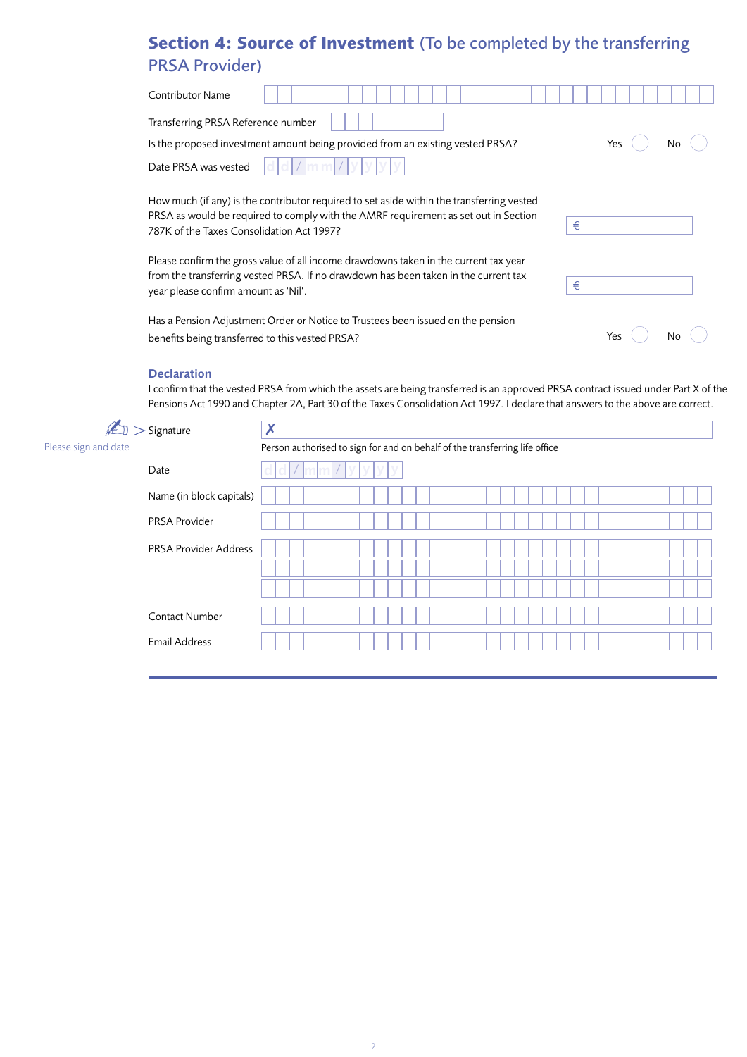## Section 4: Source of Investment (To be completed by the transferring PRSA Provider)

Contributor Name

Transferring PRSA Reference number

Is the proposed investment amount being provided from an existing vested PRSA? Yes ◯ No ◯

Date PRSA was vested d d / m m / y y y y

How much (if any) is the contributor required to set aside within the transferring vested PRSA as would be required to comply with the AMRF requirement as set out in Section 787K of the Taxes Consolidation Act 1997? €

Please confirm the gross value of all income drawdowns taken in the current tax year from the transferring vested PRSA. If no drawdown has been taken in the current tax year please confirm amount as 'Nil'. €

Has a Pension Adjustment Order or Notice to Trustees been issued on the pension benefits being transferred to this vested PRSA? Yes ◯ No ◯

### Declaration

I confirm that the vested PRSA from which the assets are being transferred is an approved PRSA contract issued under Part X of the Pensions Act 1990 and Chapter 2A, Part 30 of the Taxes Consolidation Act 1997. I declare that answers to the above are correct.

Please sign and date

Signature ✗

Person authorised to sign for and on behalf of the transferring life office

Date d d / m m / y y y y

Name (in block capitals)

PRSA Provider

PRSA Provider Address

Contact Number

Email Address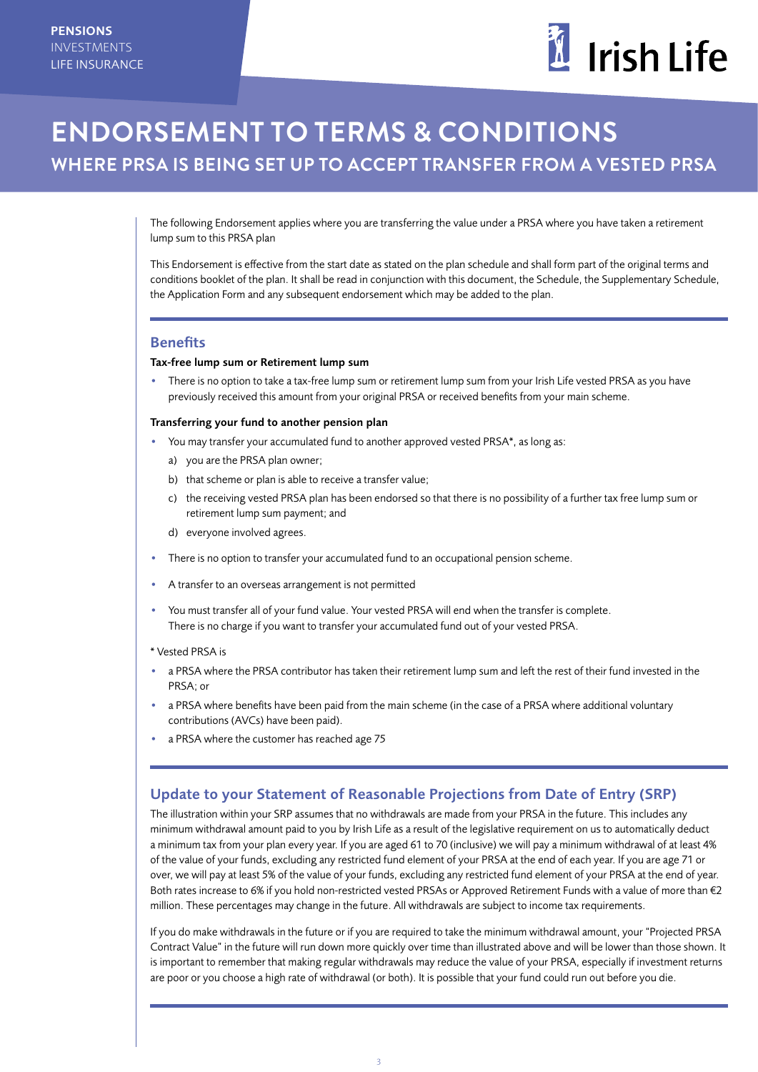PENSIONS
INVESTMENTS
LIFE INSURANCE

Irish Life

# ENDORSEMENT TO TERMS & CONDITIONS

## WHERE PRSA IS BEING SET UP TO ACCEPT TRANSFER FROM A VESTED PRSA

The following Endorsement applies where you are transferring the value under a PRSA where you have taken a retirement lump sum to this PRSA plan

This Endorsement is effective from the start date as stated on the plan schedule and shall form part of the original terms and conditions booklet of the plan. It shall be read in conjunction with this document, the Schedule, the Supplementary Schedule, the Application Form and any subsequent endorsement which may be added to the plan.

## Benefits

**Tax-free lump sum or Retirement lump sum**

- There is no option to take a tax-free lump sum or retirement lump sum from your Irish Life vested PRSA as you have previously received this amount from your original PRSA or received benefits from your main scheme.

**Transferring your fund to another pension plan**

- You may transfer your accumulated fund to another approved vested PRSA*, as long as:
  - a) you are the PRSA plan owner;
  - b) that scheme or plan is able to receive a transfer value;
  - c) the receiving vested PRSA plan has been endorsed so that there is no possibility of a further tax free lump sum or retirement lump sum payment; and
  - d) everyone involved agrees.
- There is no option to transfer your accumulated fund to an occupational pension scheme.
- A transfer to an overseas arrangement is not permitted
- You must transfer all of your fund value. Your vested PRSA will end when the transfer is complete. There is no charge if you want to transfer your accumulated fund out of your vested PRSA.

* Vested PRSA is

- a PRSA where the PRSA contributor has taken their retirement lump sum and left the rest of their fund invested in the PRSA; or
- a PRSA where benefits have been paid from the main scheme (in the case of a PRSA where additional voluntary contributions (AVCs) have been paid).
- a PRSA where the customer has reached age 75

## Update to your Statement of Reasonable Projections from Date of Entry (SRP)

The illustration within your SRP assumes that no withdrawals are made from your PRSA in the future. This includes any minimum withdrawal amount paid to you by Irish Life as a result of the legislative requirement on us to automatically deduct a minimum tax from your plan every year. If you are aged 61 to 70 (inclusive) we will pay a minimum withdrawal of at least 4% of the value of your funds, excluding any restricted fund element of your PRSA at the end of each year. If you are age 71 or over, we will pay at least 5% of the value of your funds, excluding any restricted fund element of your PRSA at the end of year. Both rates increase to 6% if you hold non-restricted vested PRSAs or Approved Retirement Funds with a value of more than €2 million. These percentages may change in the future. All withdrawals are subject to income tax requirements.

If you do make withdrawals in the future or if you are required to take the minimum withdrawal amount, your "Projected PRSA Contract Value" in the future will run down more quickly over time than illustrated above and will be lower than those shown. It is important to remember that making regular withdrawals may reduce the value of your PRSA, especially if investment returns are poor or you choose a high rate of withdrawal (or both). It is possible that your fund could run out before you die.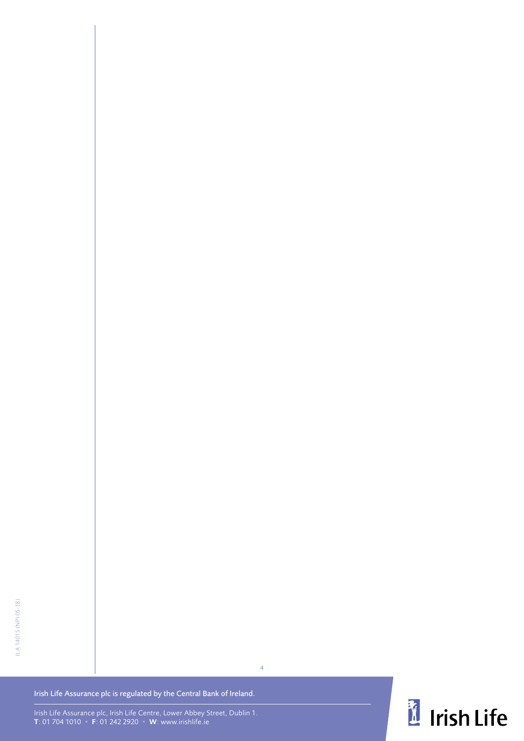ILA 14015 (NPI 05-18)

Irish Life Assurance plc is regulated by the Central Bank of Ireland.

Irish Life Assurance plc, Irish Life Centre, Lower Abbey Street, Dublin 1.
**T**: 01 704 1010 • **F**: 01 242 2920 • **W**: www.irishlife.ie

Irish Life